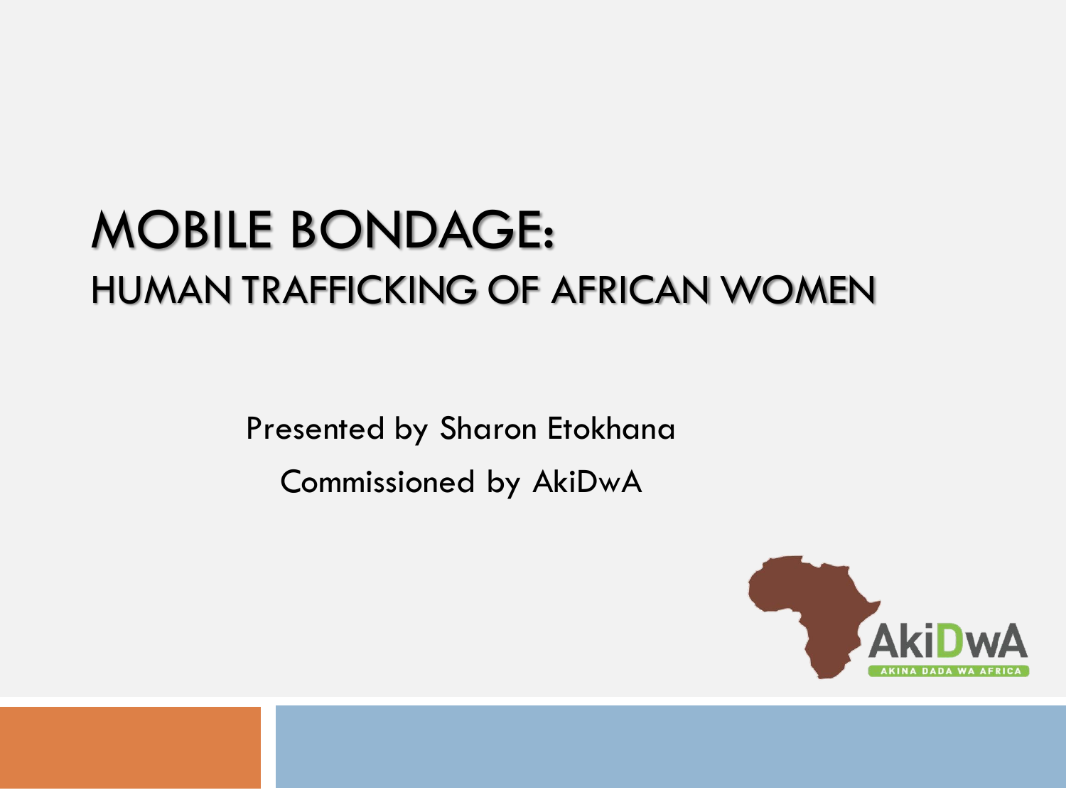# MOBILE BONDAGE:

## HUMAN TRAFFICKING OF AFRICAN WOMEN

Presented by Sharon Etokhana

Commissioned by AkiDwA

AkiDwA

AKINA DADA WA AFRICA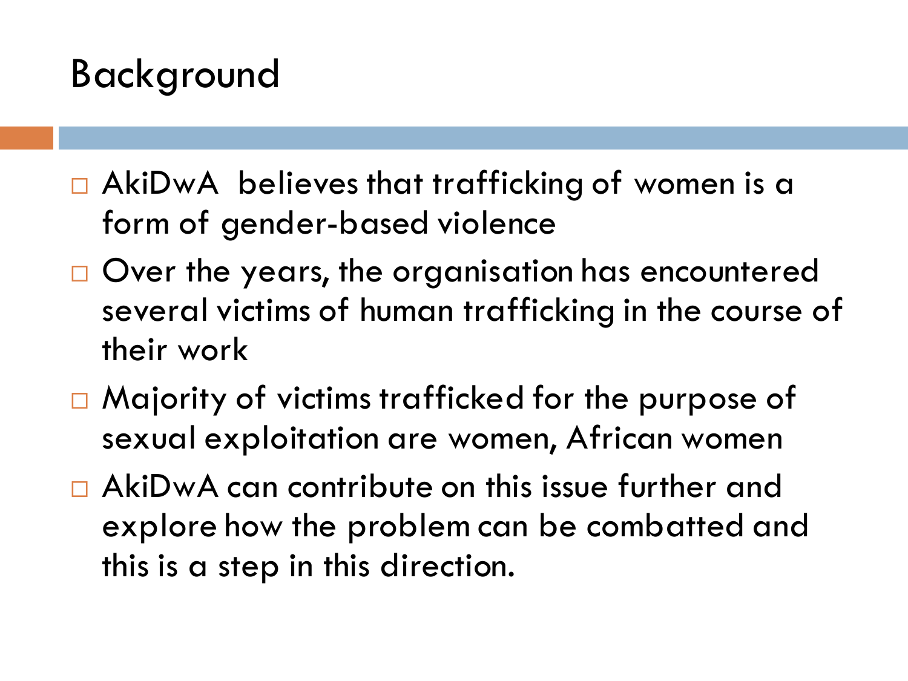# Background

- AkiDwA believes that trafficking of women is a form of gender-based violence
- Over the years, the organisation has encountered several victims of human trafficking in the course of their work
- Majority of victims trafficked for the purpose of sexual exploitation are women, African women
- AkiDwA can contribute on this issue further and explore how the problem can be combatted and this is a step in this direction.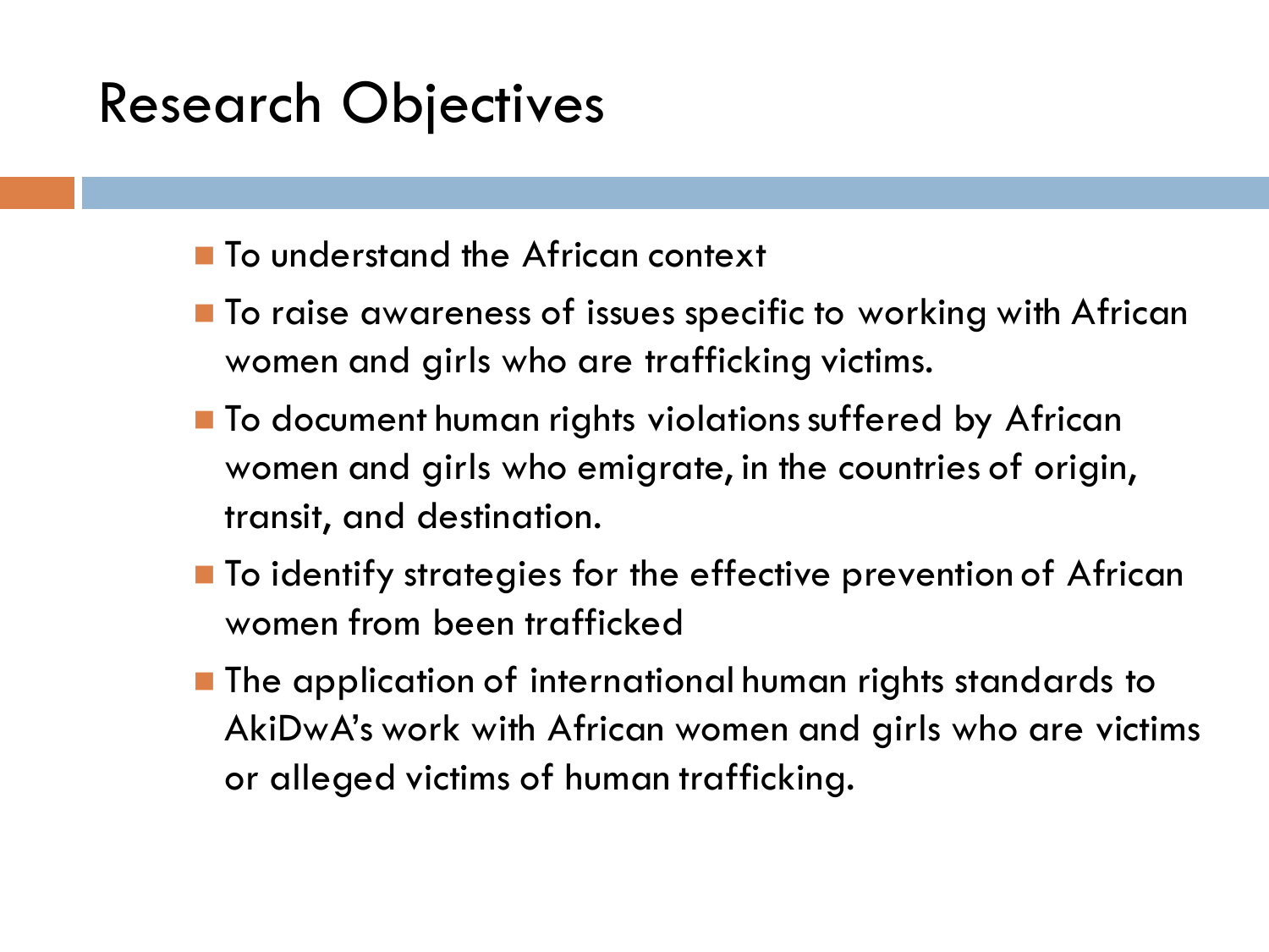# Research Objectives

- To understand the African context
- To raise awareness of issues specific to working with African women and girls who are trafficking victims.
- To document human rights violations suffered by African women and girls who emigrate, in the countries of origin, transit, and destination.
- To identify strategies for the effective prevention of African women from been trafficked
- The application of international human rights standards to AkiDwA's work with African women and girls who are victims or alleged victims of human trafficking.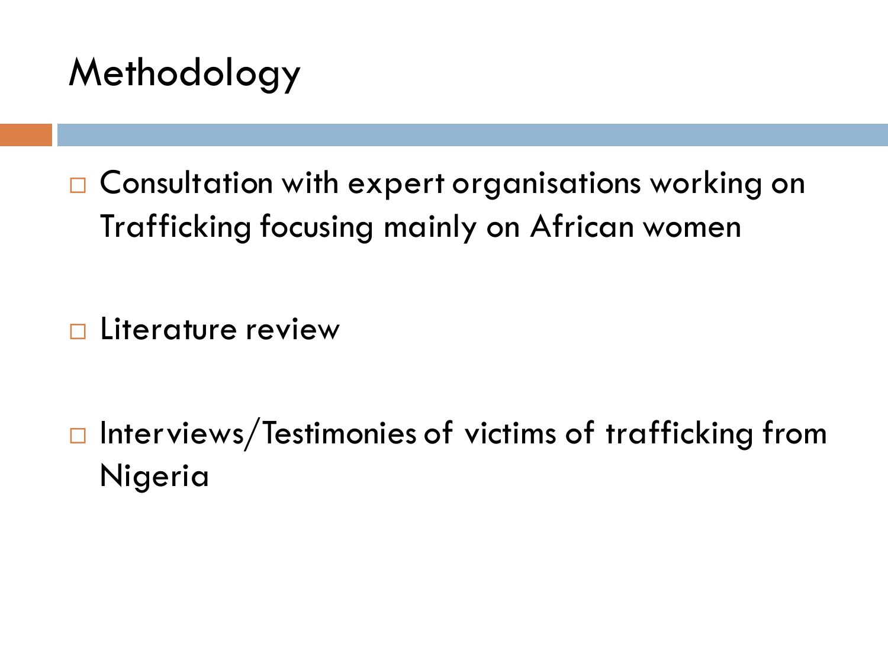# Methodology

- Consultation with expert organisations working on Trafficking focusing mainly on African women
- Literature review
- Interviews/Testimonies of victims of trafficking from Nigeria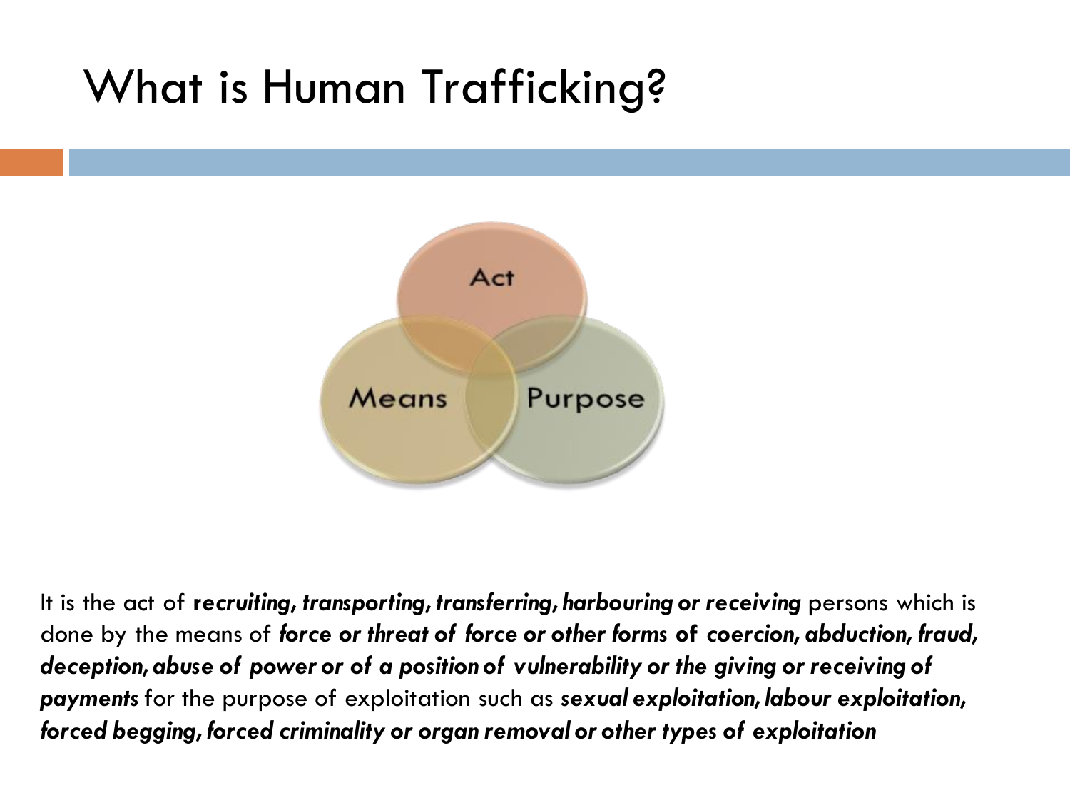# What is Human Trafficking?

Act

Means

Purpose

It is the act of ***recruiting, transporting, transferring, harbouring or receiving*** persons which is done by the means of ***force or threat of force or other forms of coercion, abduction, fraud, deception, abuse of power or of a position of vulnerability or the giving or receiving of payments*** for the purpose of exploitation such as ***sexual exploitation, labour exploitation, forced begging, forced criminality or organ removal or other types of exploitation***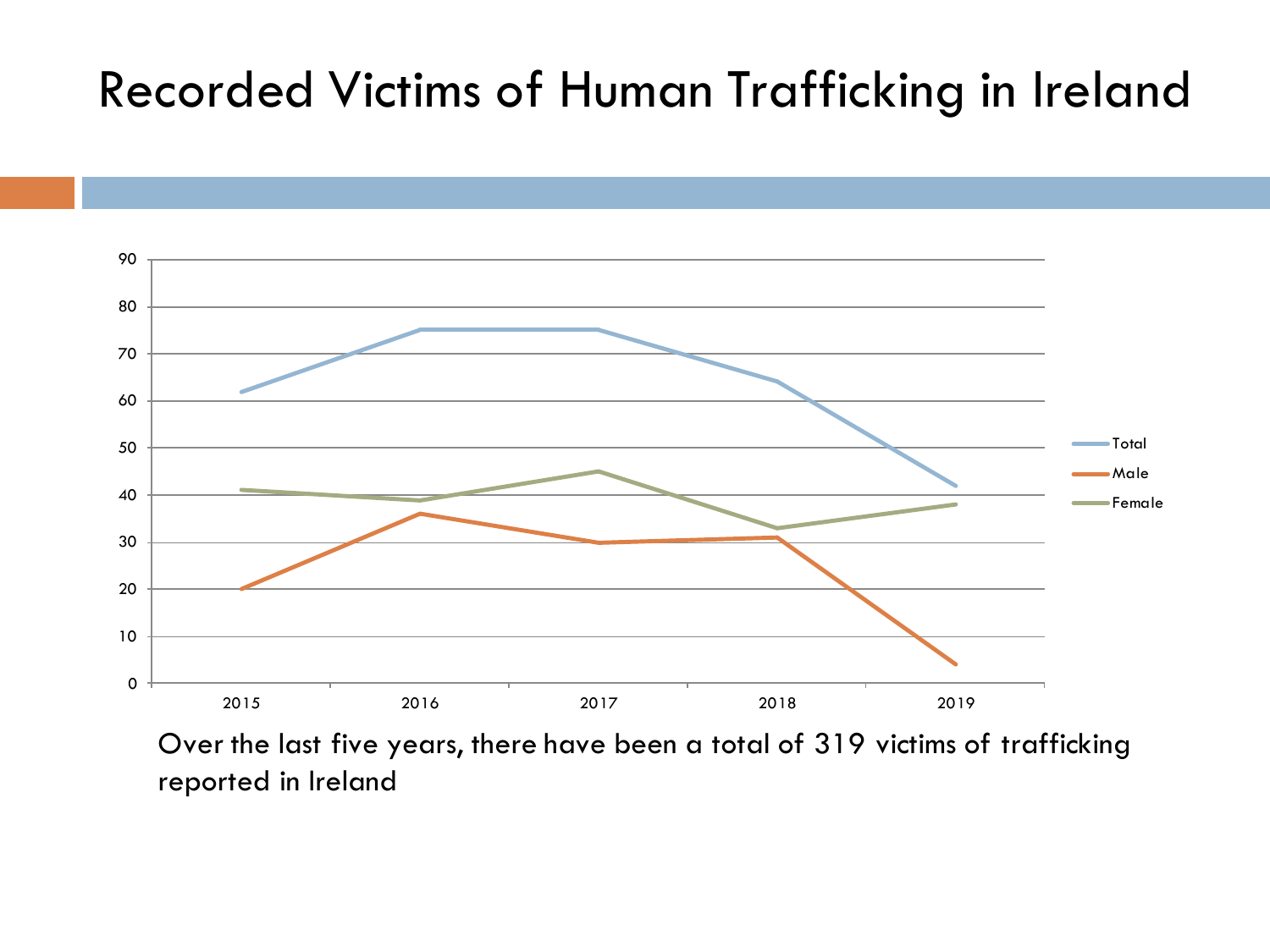# Recorded Victims of Human Trafficking in Ireland

Over the last five years, there have been a total of 319 victims of trafficking reported in Ireland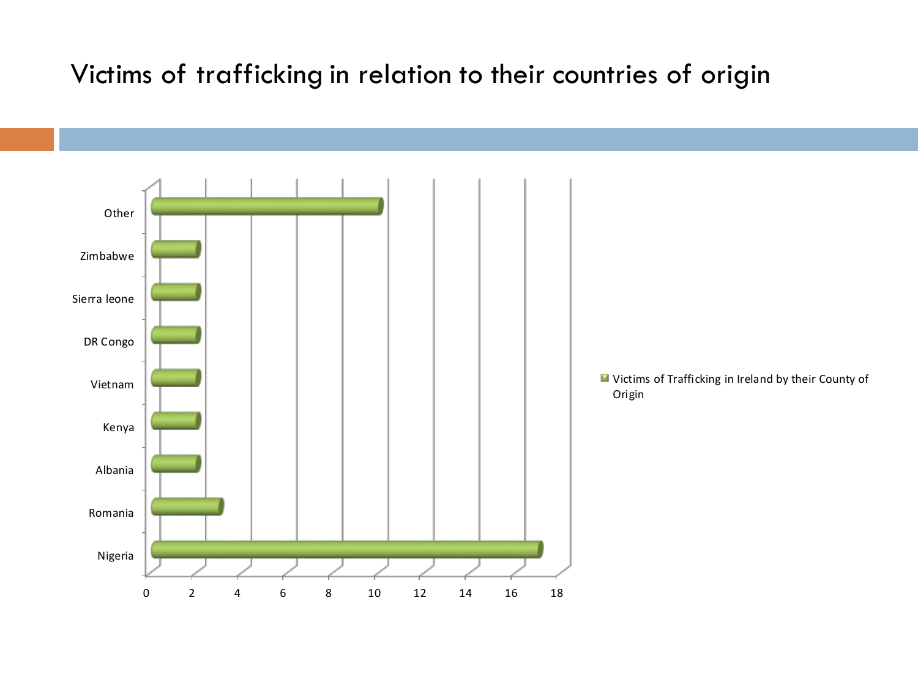# Victims of trafficking in relation to their countries of origin

| Country | Victims of Trafficking in Ireland by their County of Origin |
|---|---|
| Other | 10 |
| Zimbabwe | 2 |
| Sierra leone | 2 |
| DR Congo | 2 |
| Vietnam | 2 |
| Kenya | 2 |
| Albania | 2 |
| Romania | 3 |
| Nigeria | 17 |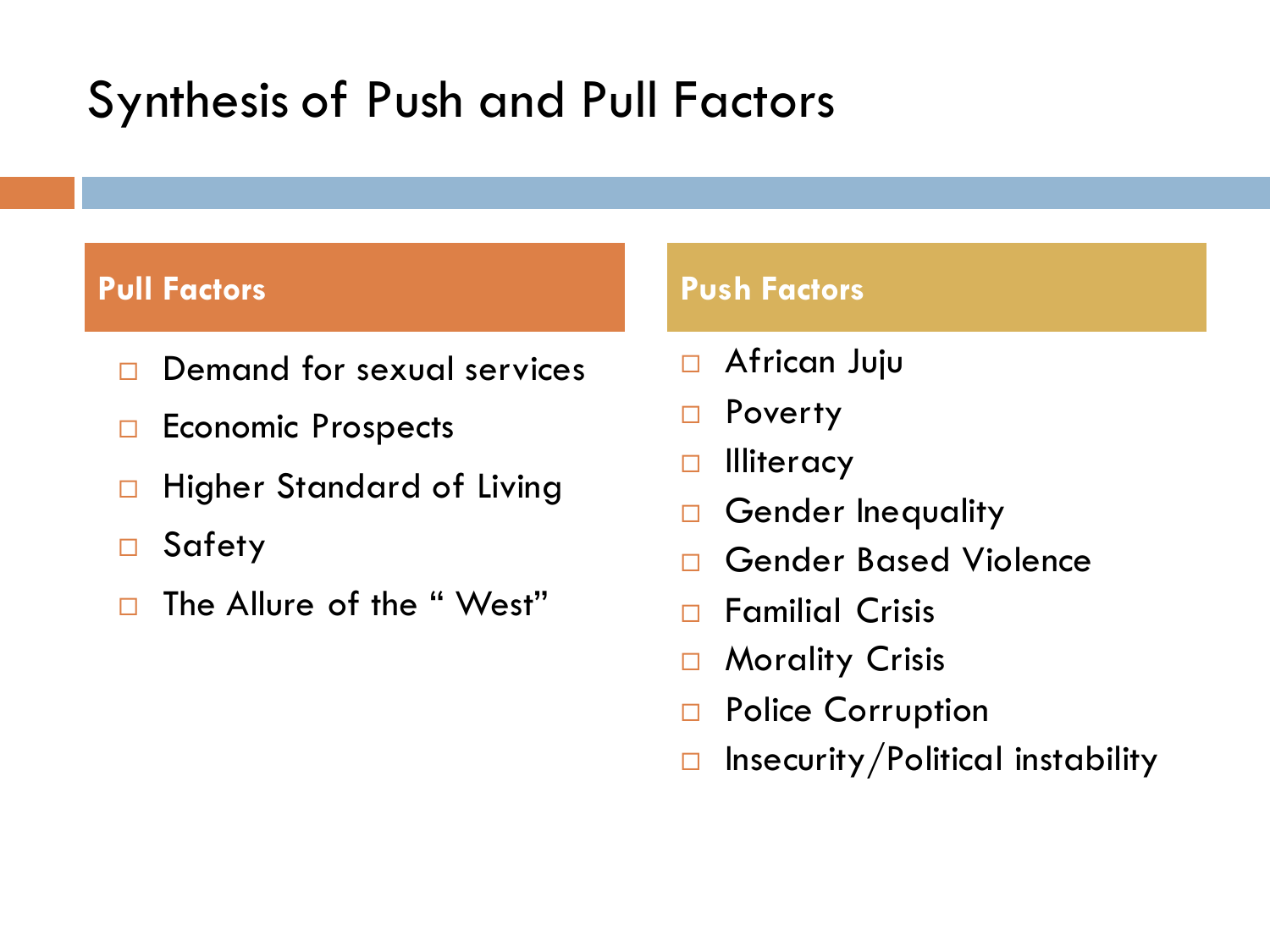# Synthesis of Push and Pull Factors

## Pull Factors

- Demand for sexual services
- Economic Prospects
- Higher Standard of Living
- Safety
- The Allure of the " West"

## Push Factors

- African Juju
- Poverty
- Illiteracy
- Gender Inequality
- Gender Based Violence
- Familial Crisis
- Morality Crisis
- Police Corruption
- Insecurity/Political instability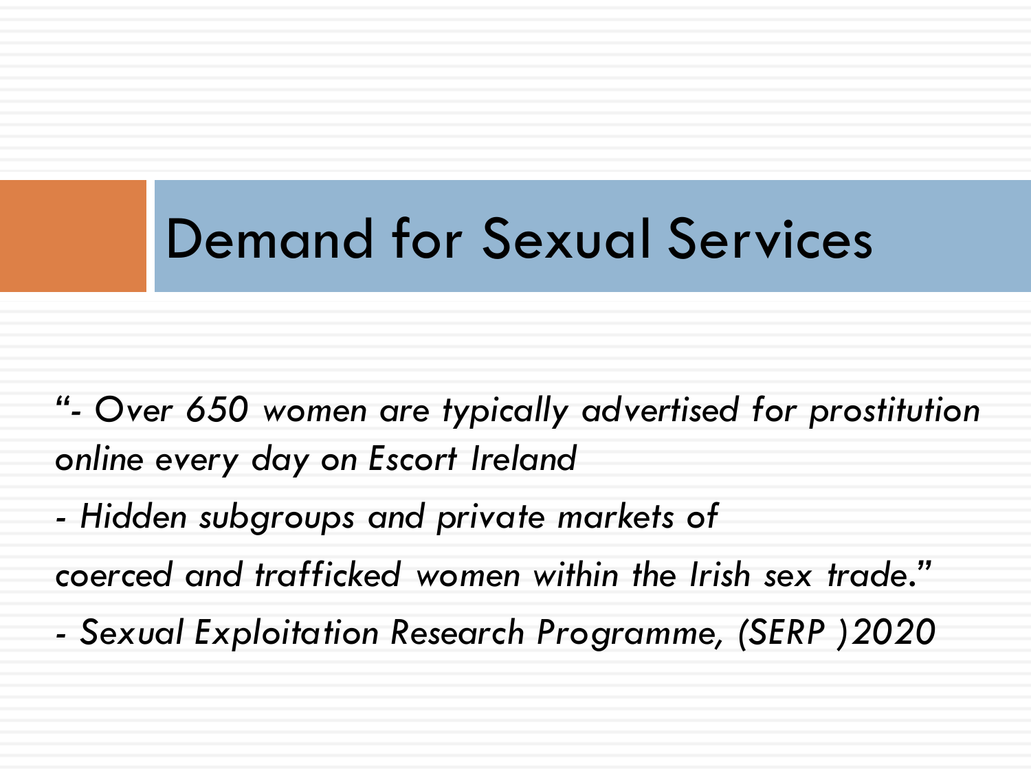# Demand for Sexual Services

*"- Over 650 women are typically advertised for prostitution online every day on Escort Ireland*

*- Hidden subgroups and private markets of*

*coerced and trafficked women within the Irish sex trade."*

*- Sexual Exploitation Research Programme, (SERP )2020*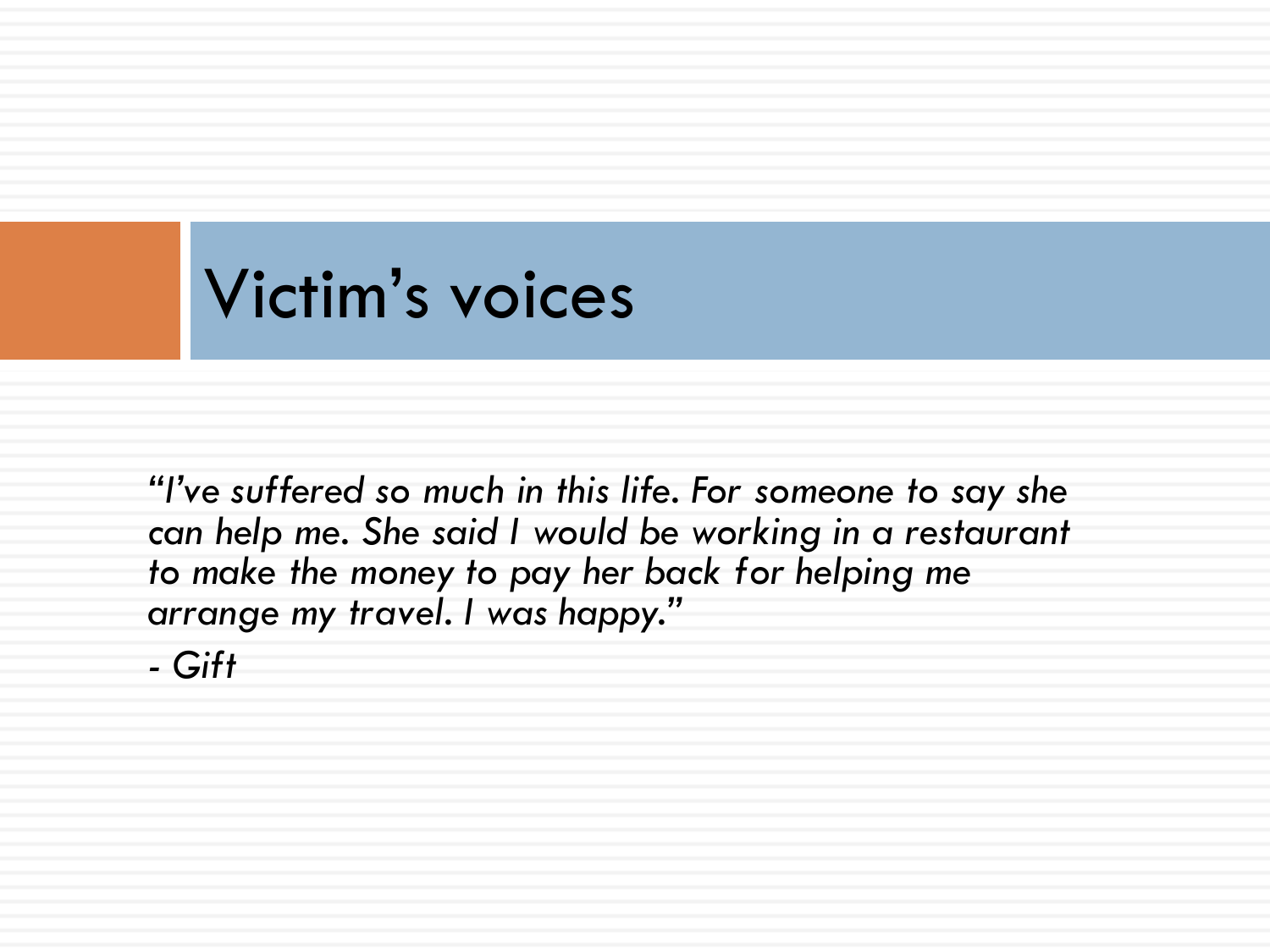# Victim's voices

*"I've suffered so much in this life. For someone to say she can help me. She said I would be working in a restaurant to make the money to pay her back for helping me arrange my travel. I was happy."*

*- Gift*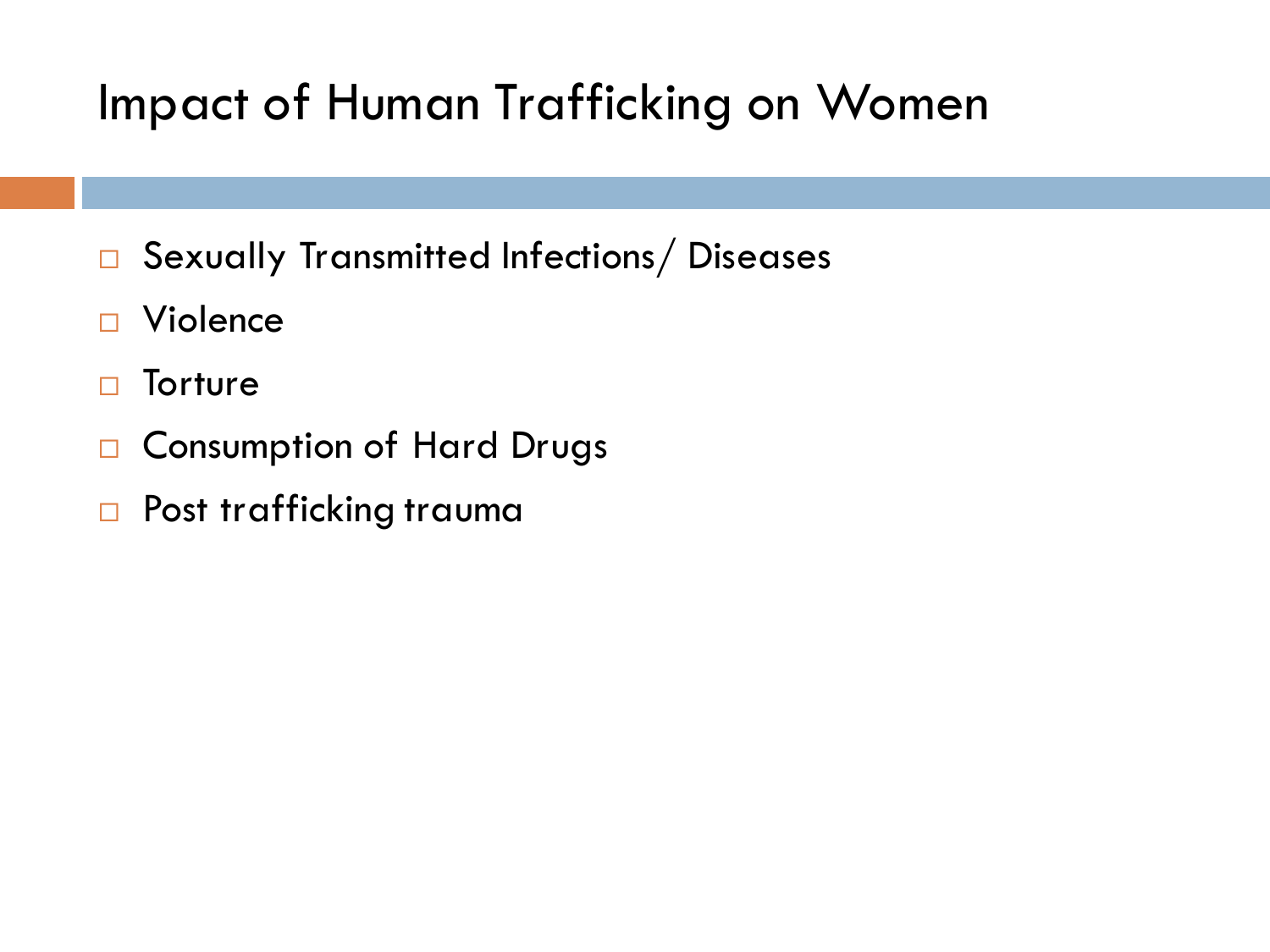# Impact of Human Trafficking on Women

- Sexually Transmitted Infections/ Diseases
- Violence
- Torture
- Consumption of Hard Drugs
- Post trafficking trauma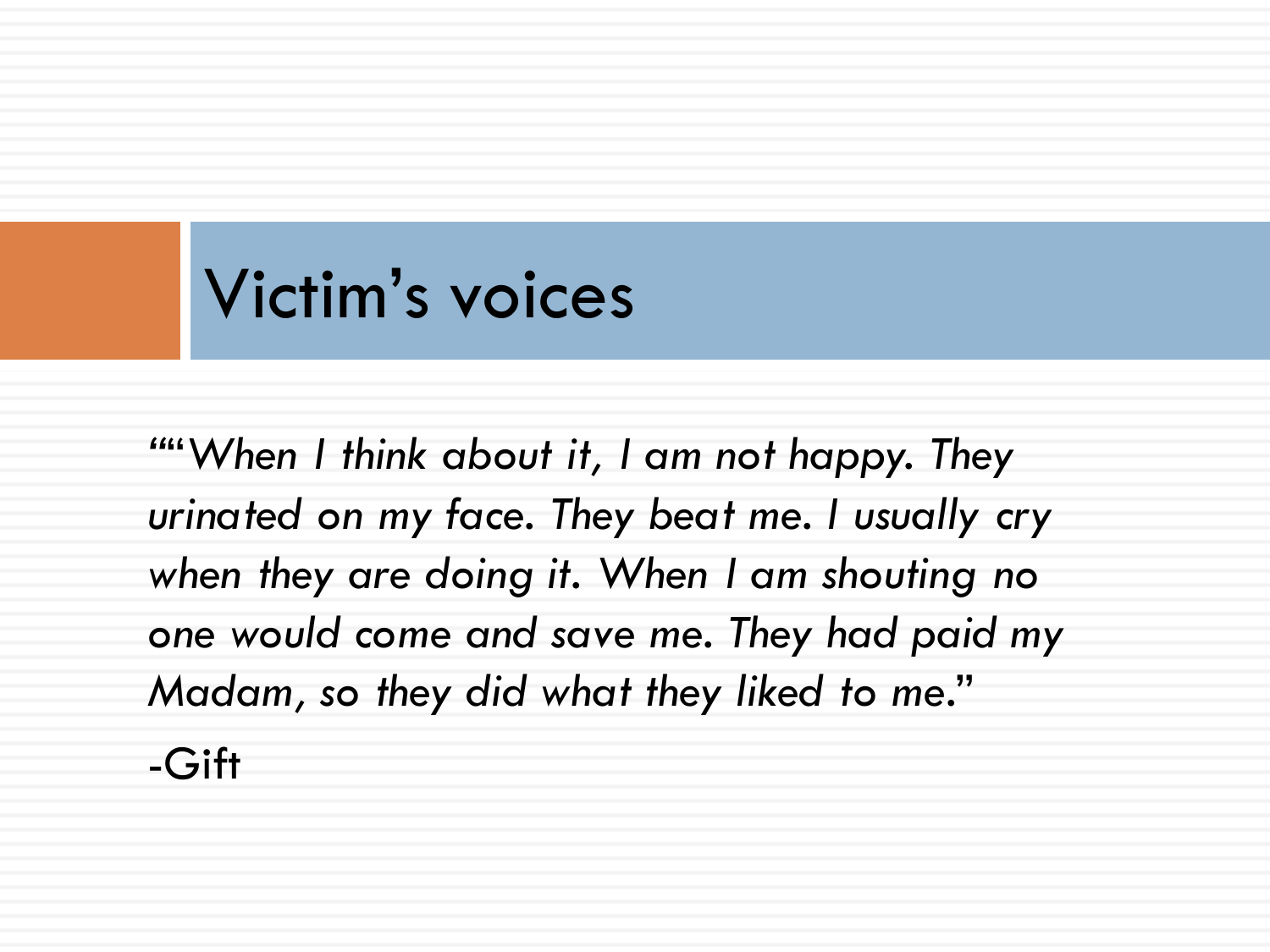# Victim's voices

*""When I think about it, I am not happy. They urinated on my face. They beat me. I usually cry when they are doing it. When I am shouting no one would come and save me. They had paid my Madam, so they did what they liked to me."*

-Gift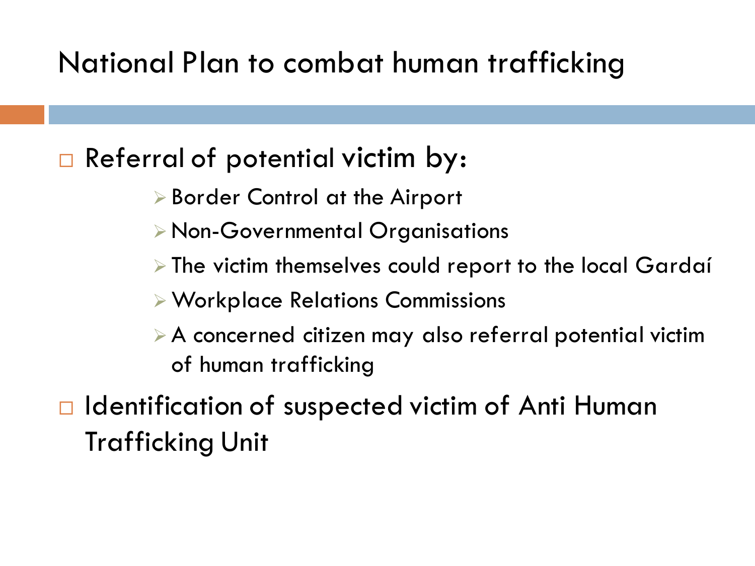# National Plan to combat human trafficking

- Referral of potential victim by:
  - Border Control at the Airport
  - Non-Governmental Organisations
  - The victim themselves could report to the local Gardaí
  - Workplace Relations Commissions
  - A concerned citizen may also referral potential victim of human trafficking
- Identification of suspected victim of Anti Human Trafficking Unit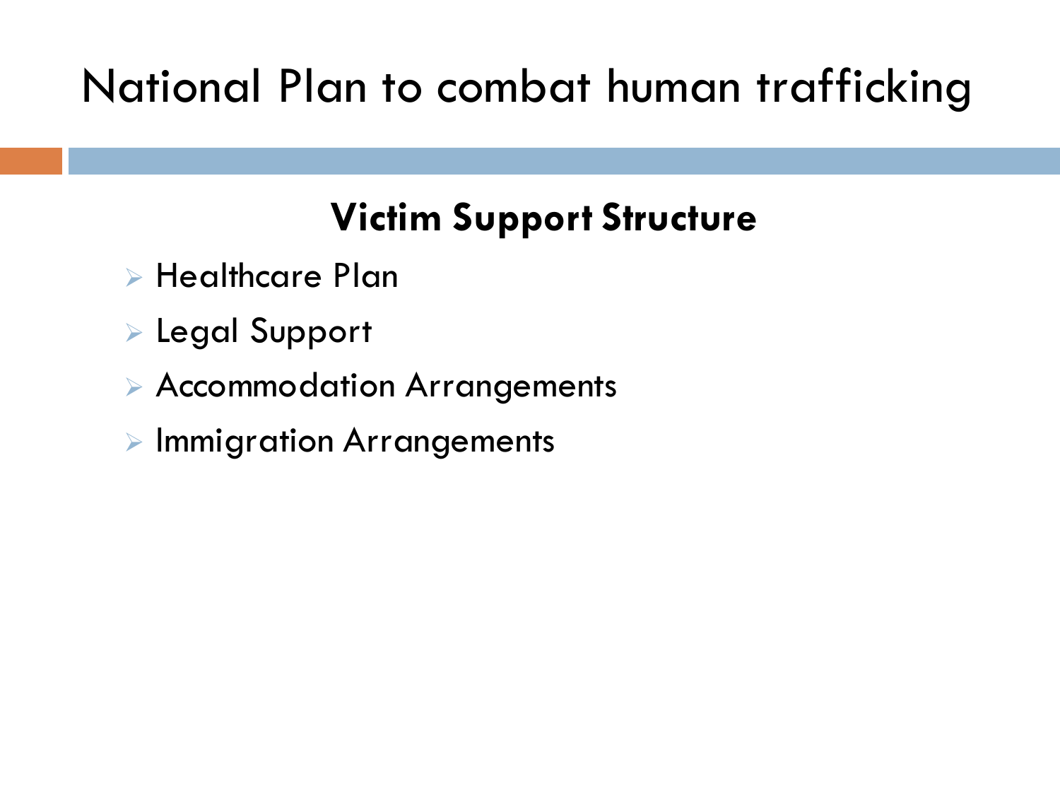# National Plan to combat human trafficking

## Victim Support Structure

- Healthcare Plan
- Legal Support
- Accommodation Arrangements
- Immigration Arrangements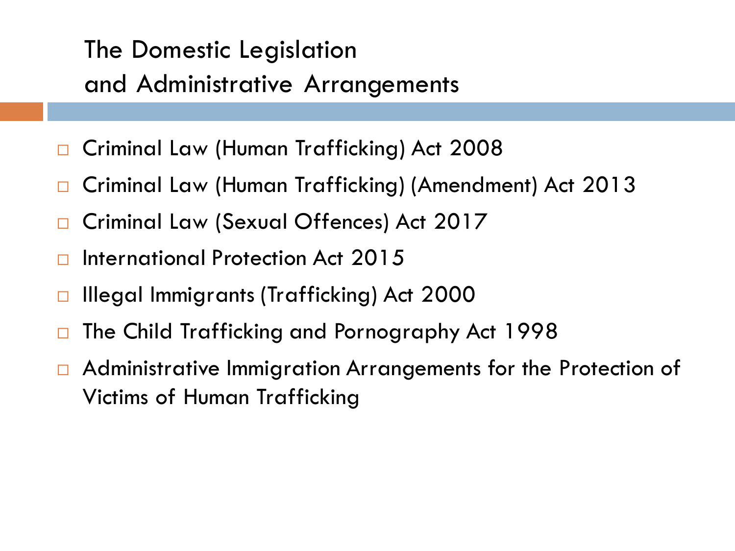## The Domestic Legislation and Administrative Arrangements

- Criminal Law (Human Trafficking) Act 2008
- Criminal Law (Human Trafficking) (Amendment) Act 2013
- Criminal Law (Sexual Offences) Act 2017
- International Protection Act 2015
- Illegal Immigrants (Trafficking) Act 2000
- The Child Trafficking and Pornography Act 1998
- Administrative Immigration Arrangements for the Protection of Victims of Human Trafficking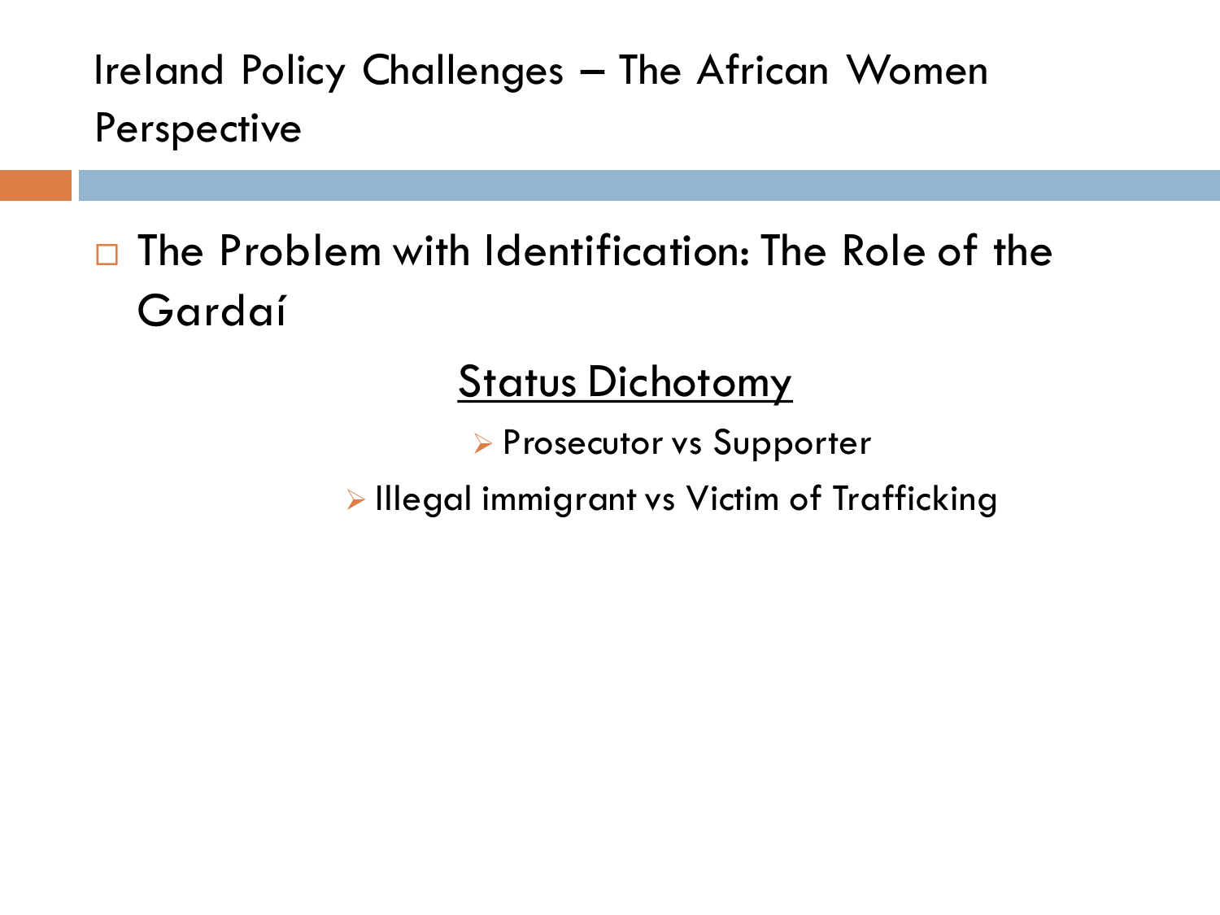# Ireland Policy Challenges – The African Women Perspective

- The Problem with Identification: The Role of the Gardaí

<u>Status Dichotomy</u>

- Prosecutor vs Supporter
- Illegal immigrant vs Victim of Trafficking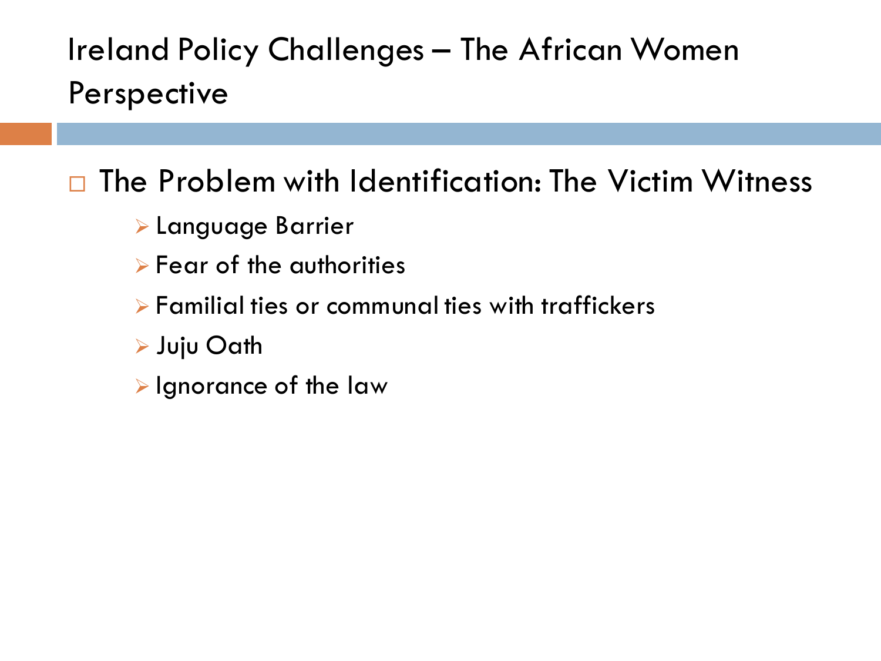# Ireland Policy Challenges – The African Women Perspective

- The Problem with Identification: The Victim Witness
  - Language Barrier
  - Fear of the authorities
  - Familial ties or communal ties with traffickers
  - Juju Oath
  - Ignorance of the law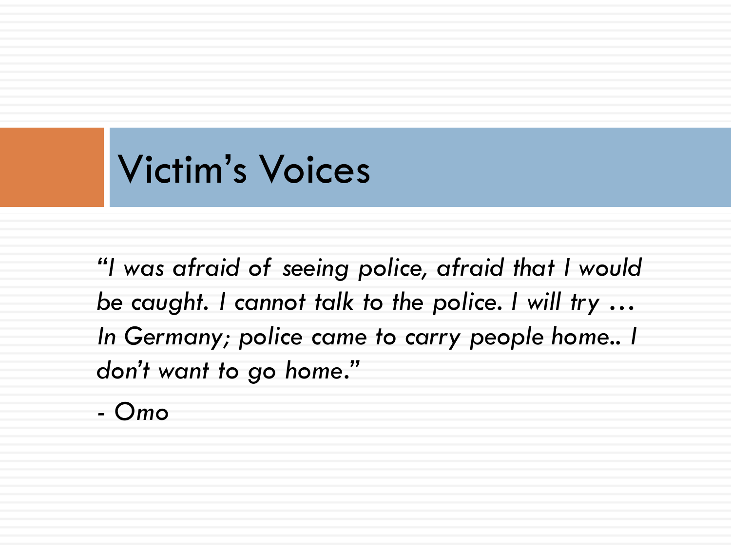# Victim's Voices

*"I was afraid of seeing police, afraid that I would be caught. I cannot talk to the police. I will try … In Germany; police came to carry people home.. I don't want to go home."*

*- Omo*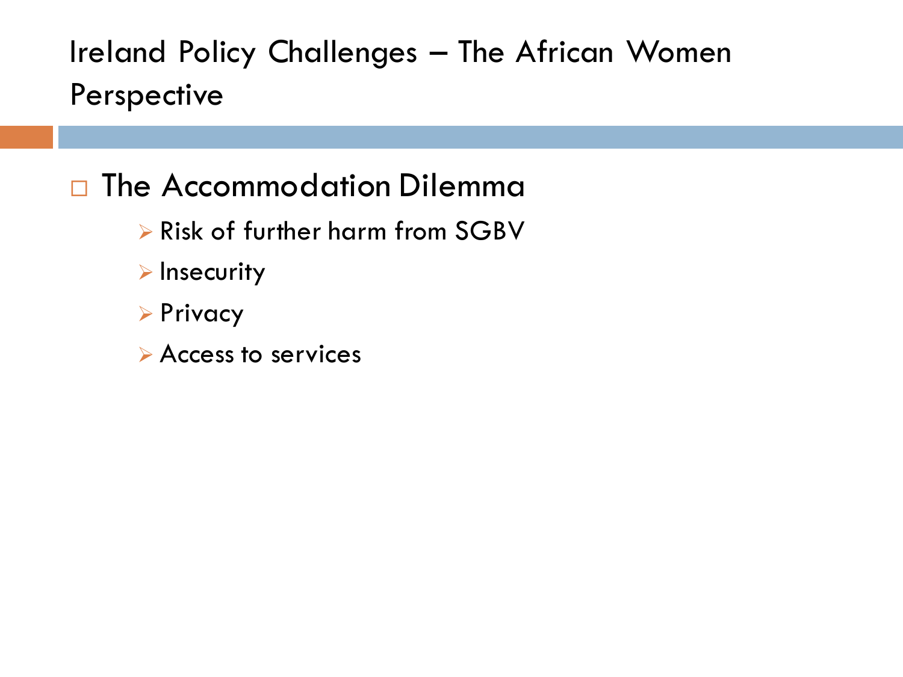# Ireland Policy Challenges – The African Women Perspective

- The Accommodation Dilemma
  - Risk of further harm from SGBV
  - Insecurity
  - Privacy
  - Access to services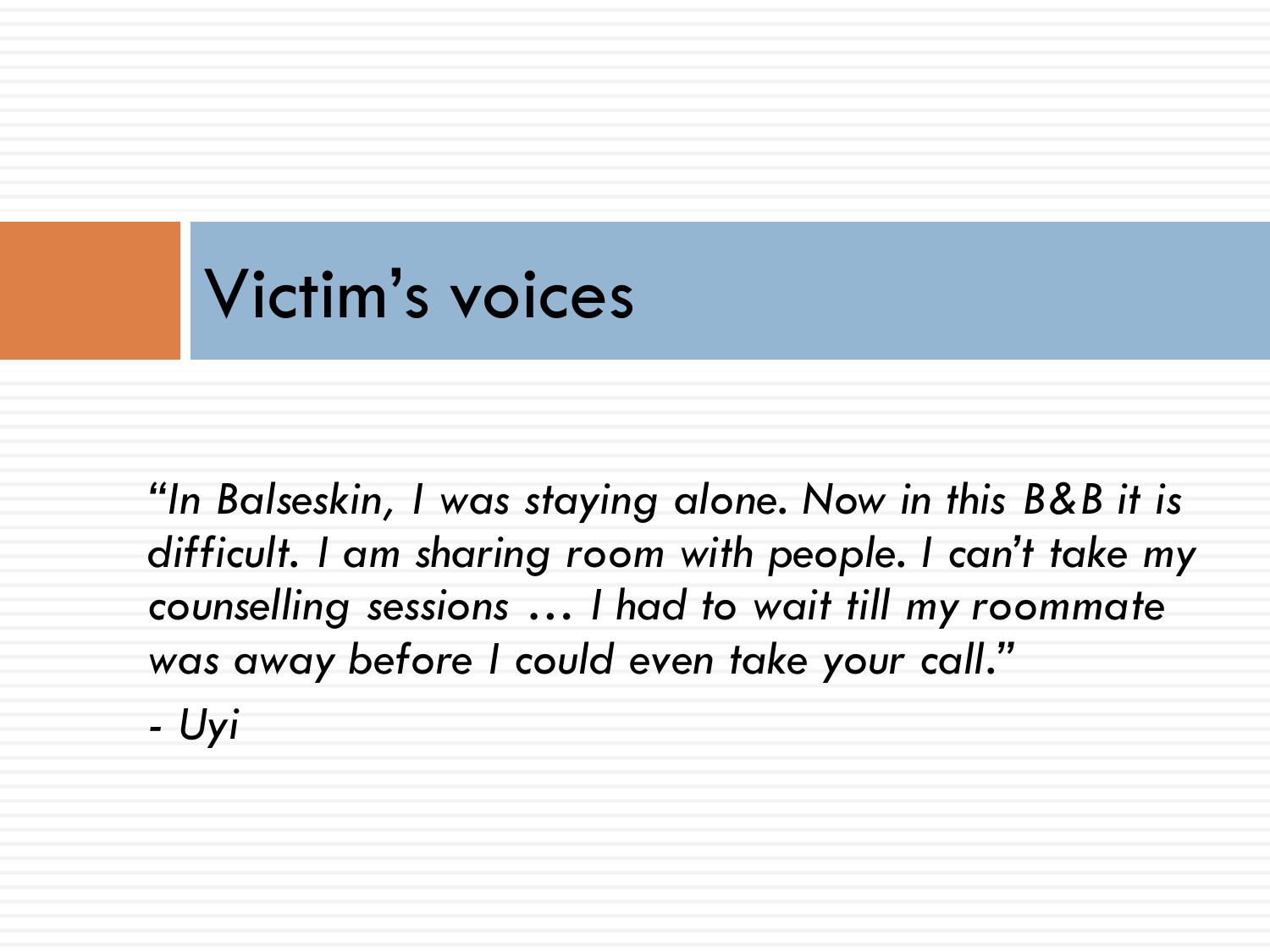# Victim's voices

*"In Balseskin, I was staying alone. Now in this B&B it is difficult. I am sharing room with people. I can't take my counselling sessions … I had to wait till my roommate was away before I could even take your call."*

*- Uyi*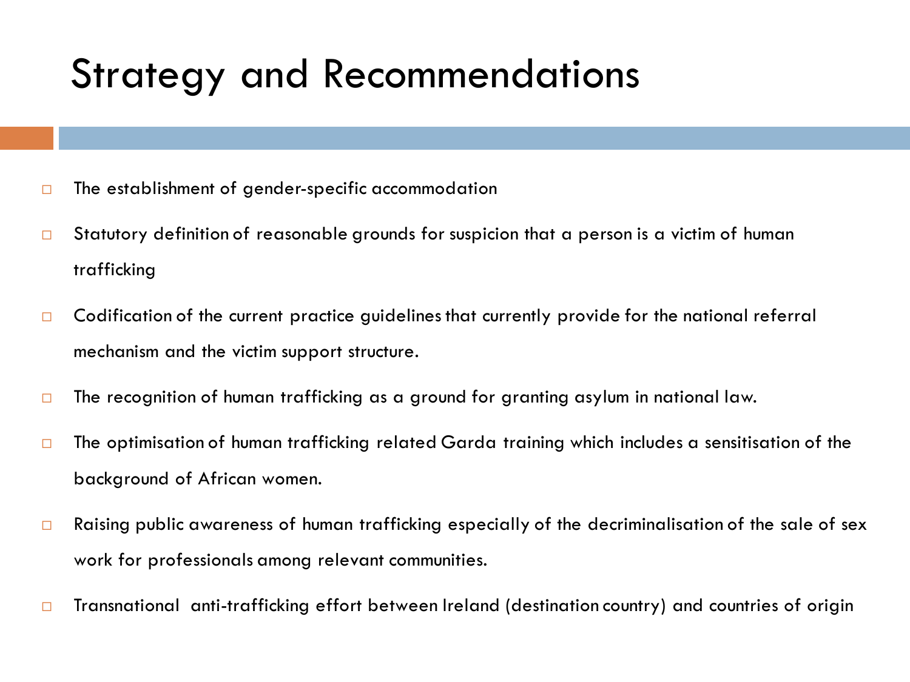# Strategy and Recommendations

- The establishment of gender-specific accommodation
- Statutory definition of reasonable grounds for suspicion that a person is a victim of human trafficking
- Codification of the current practice guidelines that currently provide for the national referral mechanism and the victim support structure.
- The recognition of human trafficking as a ground for granting asylum in national law.
- The optimisation of human trafficking related Garda training which includes a sensitisation of the background of African women.
- Raising public awareness of human trafficking especially of the decriminalisation of the sale of sex work for professionals among relevant communities.
- Transnational anti-trafficking effort between Ireland (destination country) and countries of origin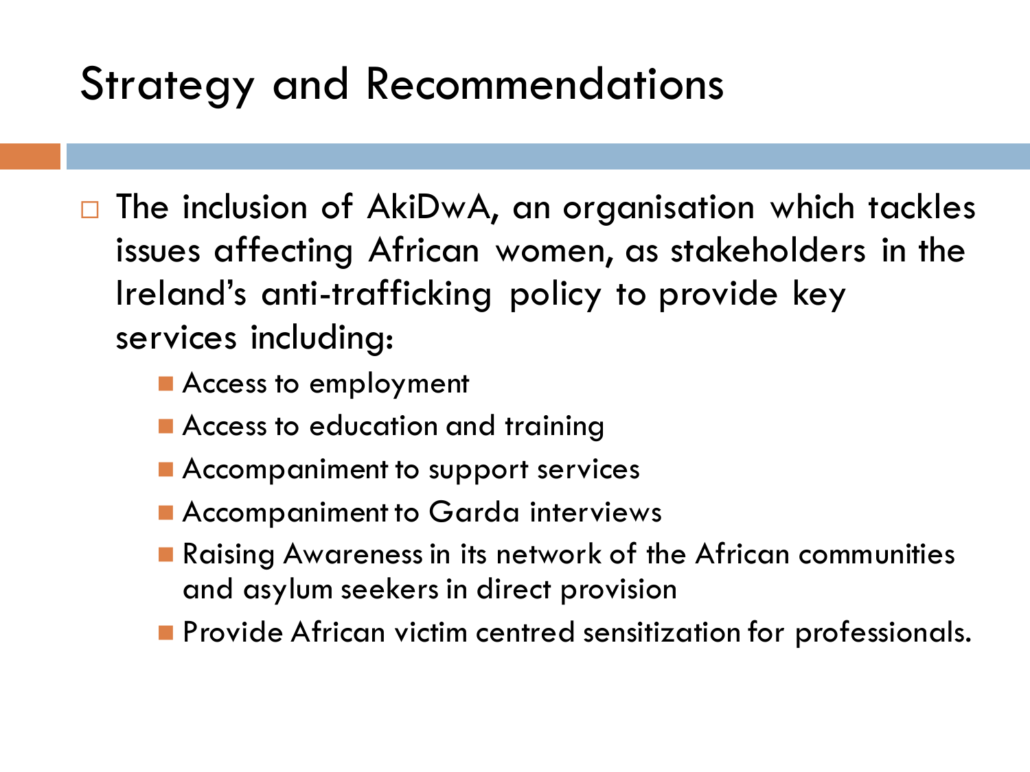# Strategy and Recommendations

- The inclusion of AkiDwA, an organisation which tackles issues affecting African women, as stakeholders in the Ireland's anti-trafficking policy to provide key services including:
  - Access to employment
  - Access to education and training
  - Accompaniment to support services
  - Accompaniment to Garda interviews
  - Raising Awareness in its network of the African communities and asylum seekers in direct provision
  - Provide African victim centred sensitization for professionals.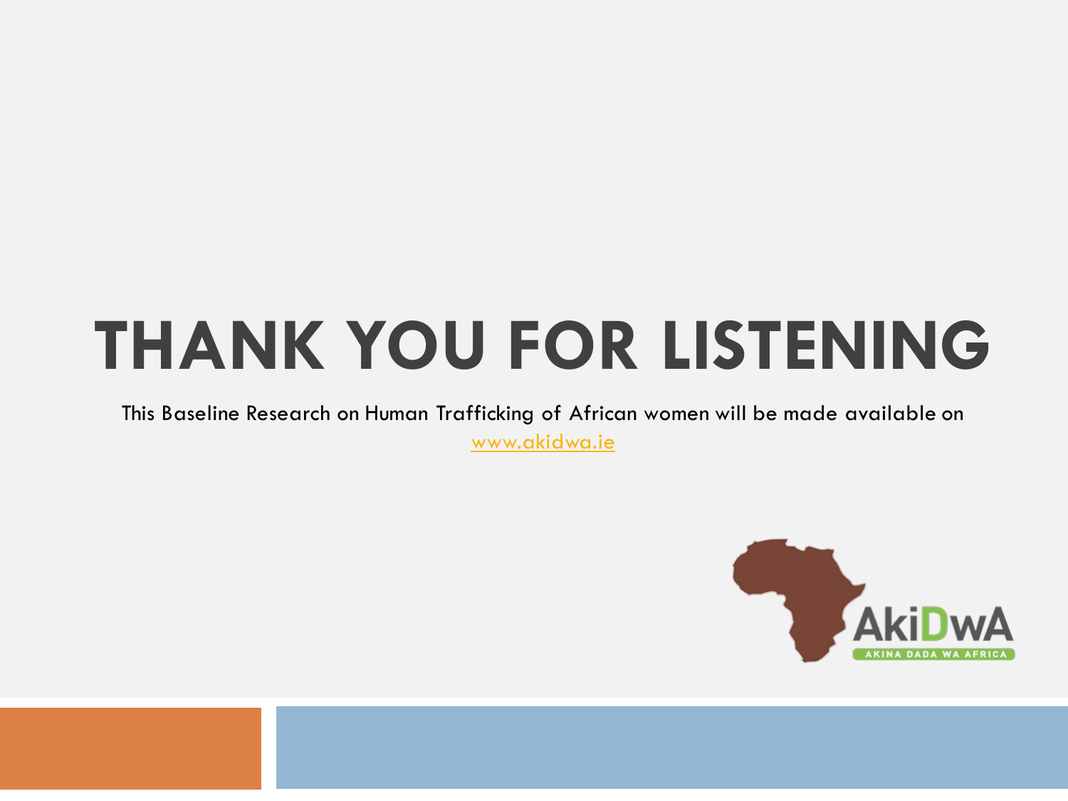# THANK YOU FOR LISTENING

This Baseline Research on Human Trafficking of African women will be made available on www.akidwa.ie

AkiDwA

AKINA DADA WA AFRICA